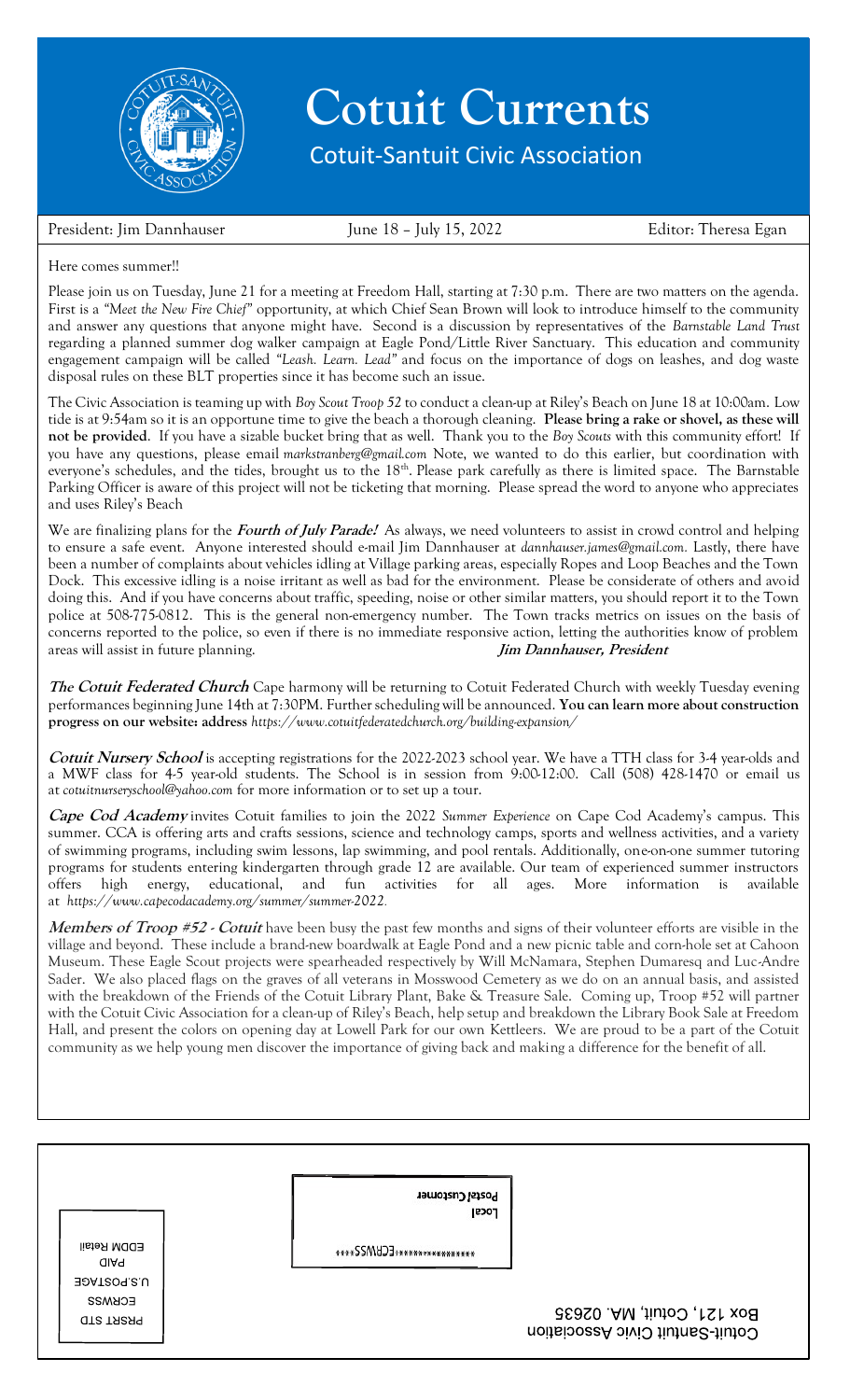# Cotuit Currents

## Cotuit-Santuit Civic Association

President: Jim Dannhauser | June 18 – July 15, 2022 | Editor: Theresa Egan

Here comes summer!!

Please join us on Tuesday, June 21 for a meeting at Freedom Hall, starting at 7:30 p.m. There are two matters on the agenda. First is a *"Meet the New Fire Chief"* opportunity, at which Chief Sean Brown will look to introduce himself to the community and answer any questions that anyone might have. Second is a discussion by representatives of the *Barnstable Land Trust* regarding a planned summer dog walker campaign at Eagle Pond/Little River Sanctuary. This education and community engagement campaign will be called *"Leash. Learn. Lead"* and focus on the importance of dogs on leashes, and dog waste disposal rules on these BLT properties since it has become such an issue.

The Civic Association is teaming up with *Boy Scout Troop 52* to conduct a clean-up at Riley's Beach on June 18 at 10:00am. Low tide is at 9:54am so it is an opportune time to give the beach a thorough cleaning. **Please bring a rake or shovel, as these will not be provided**. If you have a sizable bucket bring that as well. Thank you to the *Boy Scouts* with this community effort! If you have any questions, please email *markstranberg@gmail.com* Note, we wanted to do this earlier, but coordination with everyone's schedules, and the tides, brought us to the 18th. Please park carefully as there is limited space. The Barnstable Parking Officer is aware of this project will not be ticketing that morning. Please spread the word to anyone who appreciates and uses Riley's Beach

We are finalizing plans for the ***Fourth of July Parade!*** As always, we need volunteers to assist in crowd control and helping to ensure a safe event. Anyone interested should e-mail Jim Dannhauser at *dannhauser.james@gmail.com*. Lastly, there have been a number of complaints about vehicles idling at Village parking areas, especially Ropes and Loop Beaches and the Town Dock. This excessive idling is a noise irritant as well as bad for the environment. Please be considerate of others and avoid doing this. And if you have concerns about traffic, speeding, noise or other similar matters, you should report it to the Town police at 508-775-0812. This is the general non-emergency number. The Town tracks metrics on issues on the basis of concerns reported to the police, so even if there is no immediate responsive action, letting the authorities know of problem areas will assist in future planning. ***Jim Dannhauser, President***

***The Cotuit Federated Church*** Cape harmony will be returning to Cotuit Federated Church with weekly Tuesday evening performances beginning June 14th at 7:30PM. Further scheduling will be announced. **You can learn more about construction progress on our website: address** *https://www.cotuitfederatedchurch.org/building-expansion/*

***Cotuit Nursery School*** is accepting registrations for the 2022-2023 school year. We have a TTH class for 3-4 year-olds and a MWF class for 4-5 year-old students. The School is in session from 9:00-12:00. Call (508) 428-1470 or email us at *cotuitnurseryschool@yahoo.com* for more information or to set up a tour.

***Cape Cod Academy*** invites Cotuit families to join the 2022 *Summer Experience* on Cape Cod Academy's campus. This summer. CCA is offering arts and crafts sessions, science and technology camps, sports and wellness activities, and a variety of swimming programs, including swim lessons, lap swimming, and pool rentals. Additionally, one-on-one summer tutoring programs for students entering kindergarten through grade 12 are available. Our team of experienced summer instructors offers high energy, educational, and fun activities for all ages. More information is available at *https://www.capecodacademy.org/summer/summer-2022*.

***Members of Troop #52 - Cotuit*** have been busy the past few months and signs of their volunteer efforts are visible in the village and beyond. These include a brand-new boardwalk at Eagle Pond and a new picnic table and corn-hole set at Cahoon Museum. These Eagle Scout projects were spearheaded respectively by Will McNamara, Stephen Dumaresq and Luc-Andre Sader. We also placed flags on the graves of all veterans in Mosswood Cemetery as we do on an annual basis, and assisted with the breakdown of the Friends of the Cotuit Library Plant, Bake & Treasure Sale. Coming up, Troop #52 will partner with the Cotuit Civic Association for a clean-up of Riley's Beach, help setup and breakdown the Library Book Sale at Freedom Hall, and present the colors on opening day at Lowell Park for our own Kettleers. We are proud to be a part of the Cotuit community as we help young men discover the importance of giving back and making a difference for the benefit of all.

Cotuit-Santuit Civic Association
Box 121, Cotuit, MA. 02635

PRSRT STD
ECRWSS
U.S.POSTAGE
PAID
EDDM Retail

\*\*\*\*\*\*\*\*\*\*\*\*\*\*\*\*\*\*ECRWSS\*\*\*\*

Local
Postal Customer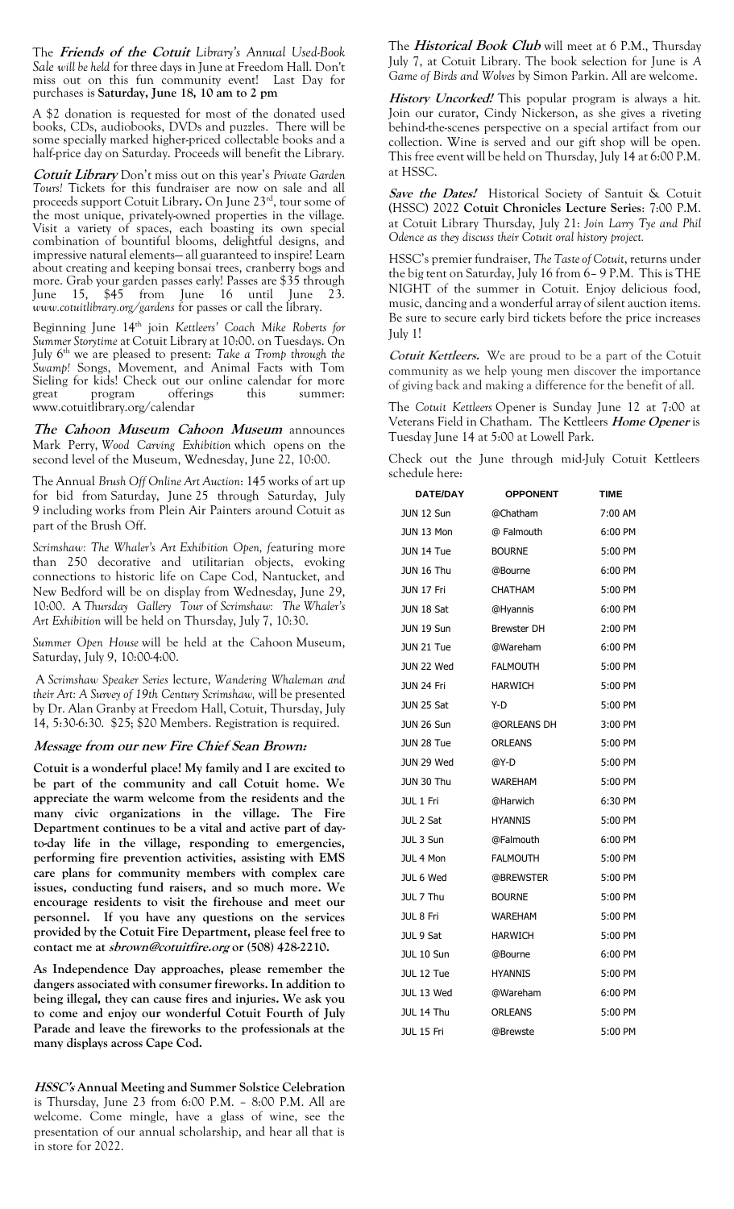The ***Friends of the Cotuit*** *Library's Annual Used-Book Sale will be held* for three days in June at Freedom Hall. Don't miss out on this fun community event! Last Day for purchases is **Saturday, June 18, 10 am to 2 pm**

A $2 donation is requested for most of the donated used books, CDs, audiobooks, DVDs and puzzles. There will be some specially marked higher-priced collectable books and a half-price day on Saturday. Proceeds will benefit the Library.

***Cotuit Library*** Don't miss out on this year's *Private Garden Tours!* Tickets for this fundraiser are now on sale and all proceeds support Cotuit Library**.** On June 23rd, tour some of the most unique, privately-owned properties in the village. Visit a variety of spaces, each boasting its own special combination of bountiful blooms, delightful designs, and impressive natural elements— all guaranteed to inspire! Learn about creating and keeping bonsai trees, cranberry bogs and more. Grab your garden passes early! Passes are $35 through June 15, $45 from June 16 until June 23. *www.cotuitlibrary.org/gardens* for passes or call the library.

Beginning June 14th join *Kettleers' Coach Mike Roberts for Summer Storytime* at Cotuit Library at 10:00. on Tuesdays. On July 6th we are pleased to present: *Take a Tromp through the Swamp!* Songs, Movement, and Animal Facts with Tom Sieling for kids! Check out our online calendar for more great program offerings this summer: www.cotuitlibrary.org/calendar

***The Cahoon Museum Cahoon Museum*** announces Mark Perry, *Wood Carving Exhibition* which opens on the second level of the Museum, Wednesday, June 22, 10:00.

The Annual *Brush Off Online Art Auction*: 145 works of art up for bid from Saturday, June 25 through Saturday, July 9 including works from Plein Air Painters around Cotuit as part of the Brush Off.

*Scrimshaw: The Whaler's Art Exhibition Open, f*eaturing more than 250 decorative and utilitarian objects, evoking connections to historic life on Cape Cod, Nantucket, and New Bedford will be on display from Wednesday, June 29, 10:00. A *Thursday Gallery Tour* of *Scrimshaw: The Whaler's Art Exhibition* will be held on Thursday, July 7, 10:30.

*Summer Open House* will be held at the Cahoon Museum, Saturday, July 9, 10:00-4:00.

A *Scrimshaw Speaker Series* lecture, *Wandering Whaleman and their Art: A Survey of 19th Century Scrimshaw,* will be presented by Dr. Alan Granby at Freedom Hall, Cotuit, Thursday, July 14, 5:30-6:30. $25; $20 Members. Registration is required.

### *Message from our new Fire Chief Sean Brown:*

**Cotuit is a wonderful place! My family and I are excited to be part of the community and call Cotuit home. We appreciate the warm welcome from the residents and the many civic organizations in the village. The Fire Department continues to be a vital and active part of day-to-day life in the village, responding to emergencies, performing fire prevention activities, assisting with EMS care plans for community members with complex care issues, conducting fund raisers, and so much more. We encourage residents to visit the firehouse and meet our personnel. If you have any questions on the services provided by the Cotuit Fire Department, please feel free to contact me at *sbrown@cotuitfire.org* or (508) 428-2210.**

**As Independence Day approaches, please remember the dangers associated with consumer fireworks. In addition to being illegal, they can cause fires and injuries. We ask you to come and enjoy our wonderful Cotuit Fourth of July Parade and leave the fireworks to the professionals at the many displays across Cape Cod.**

***HSSC's* Annual Meeting and Summer Solstice Celebration** is Thursday, June 23 from 6:00 P.M. – 8:00 P.M. All are welcome. Come mingle, have a glass of wine, see the presentation of our annual scholarship, and hear all that is in store for 2022.

The ***Historical Book Club*** will meet at 6 P.M., Thursday July 7, at Cotuit Library. The book selection for June is *A Game of Birds and Wolves* by Simon Parkin. All are welcome.

***History Uncorked!*** This popular program is always a hit. Join our curator, Cindy Nickerson, as she gives a riveting behind-the-scenes perspective on a special artifact from our collection. Wine is served and our gift shop will be open. This free event will be held on Thursday, July 14 at 6:00 P.M. at HSSC.

***Save the Dates!*** Historical Society of Santuit & Cotuit (HSSC) 2022 **Cotuit Chronicles Lecture Series**: 7:00 P.M. at Cotuit Library Thursday, July 21: *Join Larry Tye and Phil Odence as they discuss their Cotuit oral history project.*

HSSC's premier fundraiser, *The Taste of Cotuit*, returns under the big tent on Saturday, July 16 from 6– 9 P.M. This is THE NIGHT of the summer in Cotuit. Enjoy delicious food, music, dancing and a wonderful array of silent auction items. Be sure to secure early bird tickets before the price increases July 1!

***Cotuit Kettleers.*** We are proud to be a part of the Cotuit community as we help young men discover the importance of giving back and making a difference for the benefit of all.

The *Cotuit Kettleers* Opener is Sunday June 12 at 7:00 at Veterans Field in Chatham. The Kettleers ***Home Opener*** is Tuesday June 14 at 5:00 at Lowell Park.

Check out the June through mid-July Cotuit Kettleers schedule here:

| DATE/DAY | OPPONENT | TIME |
|---|---|---|
| JUN 12 Sun | @Chatham | 7:00 AM |
| JUN 13 Mon | @ Falmouth | 6:00 PM |
| JUN 14 Tue | BOURNE | 5:00 PM |
| JUN 16 Thu | @Bourne | 6:00 PM |
| JUN 17 Fri | CHATHAM | 5:00 PM |
| JUN 18 Sat | @Hyannis | 6:00 PM |
| JUN 19 Sun | Brewster DH | 2:00 PM |
| JUN 21 Tue | @Wareham | 6:00 PM |
| JUN 22 Wed | FALMOUTH | 5:00 PM |
| JUN 24 Fri | HARWICH | 5:00 PM |
| JUN 25 Sat | Y-D | 5:00 PM |
| JUN 26 Sun | @ORLEANS DH | 3:00 PM |
| JUN 28 Tue | ORLEANS | 5:00 PM |
| JUN 29 Wed | @Y-D | 5:00 PM |
| JUN 30 Thu | WAREHAM | 5:00 PM |
| JUL 1 Fri | @Harwich | 6:30 PM |
| JUL 2 Sat | HYANNIS | 5:00 PM |
| JUL 3 Sun | @Falmouth | 6:00 PM |
| JUL 4 Mon | FALMOUTH | 5:00 PM |
| JUL 6 Wed | @BREWSTER | 5:00 PM |
| JUL 7 Thu | BOURNE | 5:00 PM |
| JUL 8 Fri | WAREHAM | 5:00 PM |
| JUL 9 Sat | HARWICH | 5:00 PM |
| JUL 10 Sun | @Bourne | 6:00 PM |
| JUL 12 Tue | HYANNIS | 5:00 PM |
| JUL 13 Wed | @Wareham | 6:00 PM |
| JUL 14 Thu | ORLEANS | 5:00 PM |
| JUL 15 Fri | @Brewste | 5:00 PM |